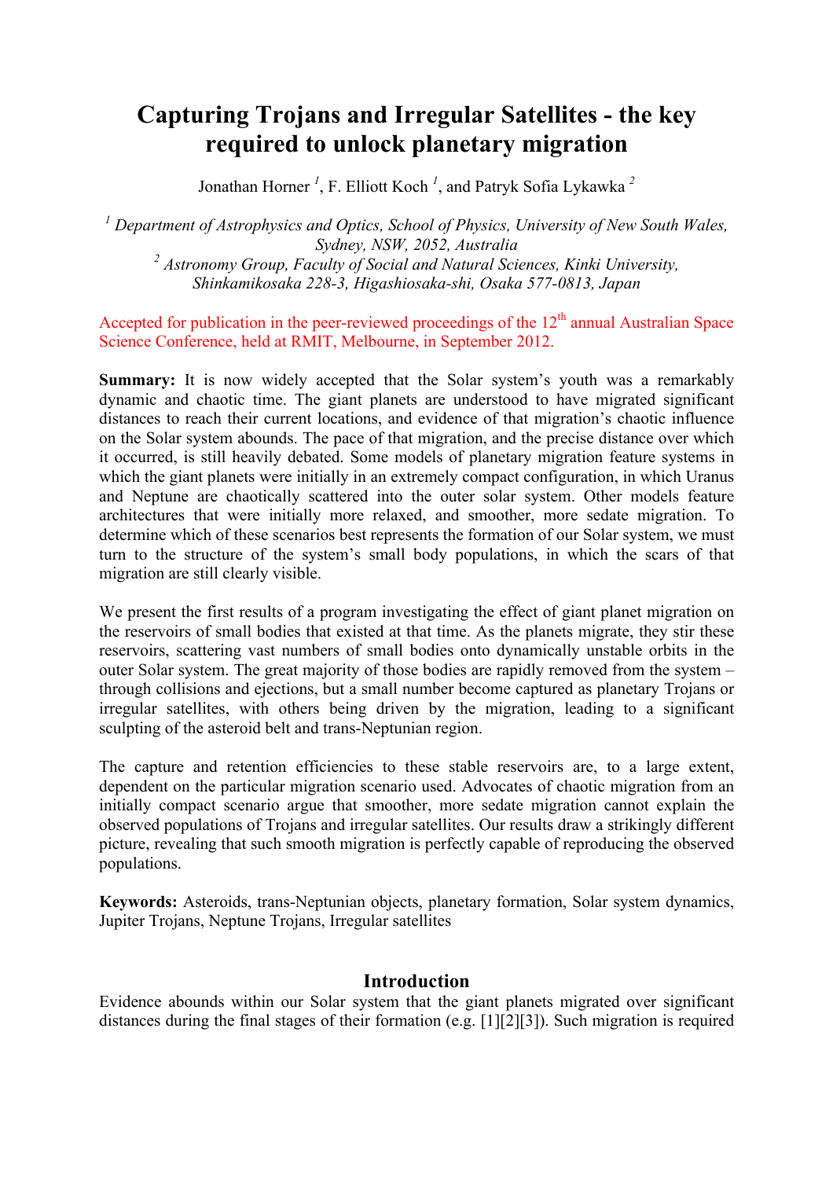# Capturing Trojans and Irregular Satellites - the key required to unlock planetary migration

Jonathan Horner [1], F. Elliott Koch [1], and Patryk Sofia Lykawka [2]

*[1] Department of Astrophysics and Optics, School of Physics, University of New South Wales, Sydney, NSW, 2052, Australia*
*[2] Astronomy Group, Faculty of Social and Natural Sciences, Kinki University, Shinkamikosaka 228-3, Higashiosaka-shi, Osaka 577-0813, Japan*

Accepted for publication in the peer-reviewed proceedings of the 12th annual Australian Space Science Conference, held at RMIT, Melbourne, in September 2012.

**Summary:** It is now widely accepted that the Solar system's youth was a remarkably dynamic and chaotic time. The giant planets are understood to have migrated significant distances to reach their current locations, and evidence of that migration's chaotic influence on the Solar system abounds. The pace of that migration, and the precise distance over which it occurred, is still heavily debated. Some models of planetary migration feature systems in which the giant planets were initially in an extremely compact configuration, in which Uranus and Neptune are chaotically scattered into the outer solar system. Other models feature architectures that were initially more relaxed, and smoother, more sedate migration. To determine which of these scenarios best represents the formation of our Solar system, we must turn to the structure of the system's small body populations, in which the scars of that migration are still clearly visible.

We present the first results of a program investigating the effect of giant planet migration on the reservoirs of small bodies that existed at that time. As the planets migrate, they stir these reservoirs, scattering vast numbers of small bodies onto dynamically unstable orbits in the outer Solar system. The great majority of those bodies are rapidly removed from the system – through collisions and ejections, but a small number become captured as planetary Trojans or irregular satellites, with others being driven by the migration, leading to a significant sculpting of the asteroid belt and trans-Neptunian region.

The capture and retention efficiencies to these stable reservoirs are, to a large extent, dependent on the particular migration scenario used. Advocates of chaotic migration from an initially compact scenario argue that smoother, more sedate migration cannot explain the observed populations of Trojans and irregular satellites. Our results draw a strikingly different picture, revealing that such smooth migration is perfectly capable of reproducing the observed populations.

**Keywords:** Asteroids, trans-Neptunian objects, planetary formation, Solar system dynamics, Jupiter Trojans, Neptune Trojans, Irregular satellites

## Introduction

Evidence abounds within our Solar system that the giant planets migrated over significant distances during the final stages of their formation (e.g. [1][2][3]). Such migration is required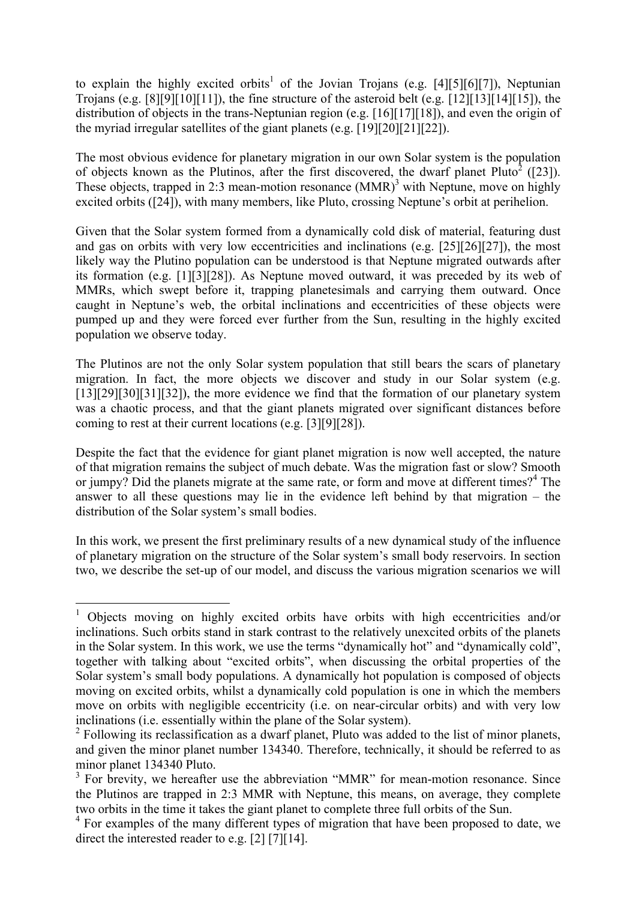to explain the highly excited orbits[1] of the Jovian Trojans (e.g. [4][5][6][7]), Neptunian Trojans (e.g. [8][9][10][11]), the fine structure of the asteroid belt (e.g. [12][13][14][15]), the distribution of objects in the trans-Neptunian region (e.g. [16][17][18]), and even the origin of the myriad irregular satellites of the giant planets (e.g. [19][20][21][22]).

The most obvious evidence for planetary migration in our own Solar system is the population of objects known as the Plutinos, after the first discovered, the dwarf planet Pluto[2] ([23]). These objects, trapped in 2:3 mean-motion resonance (MMR)[3] with Neptune, move on highly excited orbits ([24]), with many members, like Pluto, crossing Neptune's orbit at perihelion.

Given that the Solar system formed from a dynamically cold disk of material, featuring dust and gas on orbits with very low eccentricities and inclinations (e.g. [25][26][27]), the most likely way the Plutino population can be understood is that Neptune migrated outwards after its formation (e.g. [1][3][28]). As Neptune moved outward, it was preceded by its web of MMRs, which swept before it, trapping planetesimals and carrying them outward. Once caught in Neptune's web, the orbital inclinations and eccentricities of these objects were pumped up and they were forced ever further from the Sun, resulting in the highly excited population we observe today.

The Plutinos are not the only Solar system population that still bears the scars of planetary migration. In fact, the more objects we discover and study in our Solar system (e.g. [13][29][30][31][32]), the more evidence we find that the formation of our planetary system was a chaotic process, and that the giant planets migrated over significant distances before coming to rest at their current locations (e.g. [3][9][28]).

Despite the fact that the evidence for giant planet migration is now well accepted, the nature of that migration remains the subject of much debate. Was the migration fast or slow? Smooth or jumpy? Did the planets migrate at the same rate, or form and move at different times?[4] The answer to all these questions may lie in the evidence left behind by that migration – the distribution of the Solar system's small bodies.

In this work, we present the first preliminary results of a new dynamical study of the influence of planetary migration on the structure of the Solar system's small body reservoirs. In section two, we describe the set-up of our model, and discuss the various migration scenarios we will

---

[1] Objects moving on highly excited orbits have orbits with high eccentricities and/or inclinations. Such orbits stand in stark contrast to the relatively unexcited orbits of the planets in the Solar system. In this work, we use the terms "dynamically hot" and "dynamically cold", together with talking about "excited orbits", when discussing the orbital properties of the Solar system's small body populations. A dynamically hot population is composed of objects moving on excited orbits, whilst a dynamically cold population is one in which the members move on orbits with negligible eccentricity (i.e. on near-circular orbits) and with very low inclinations (i.e. essentially within the plane of the Solar system).

[2] Following its reclassification as a dwarf planet, Pluto was added to the list of minor planets, and given the minor planet number 134340. Therefore, technically, it should be referred to as minor planet 134340 Pluto.

[3] For brevity, we hereafter use the abbreviation "MMR" for mean-motion resonance. Since the Plutinos are trapped in 2:3 MMR with Neptune, this means, on average, they complete two orbits in the time it takes the giant planet to complete three full orbits of the Sun.

[4] For examples of the many different types of migration that have been proposed to date, we direct the interested reader to e.g. [2] [7][14].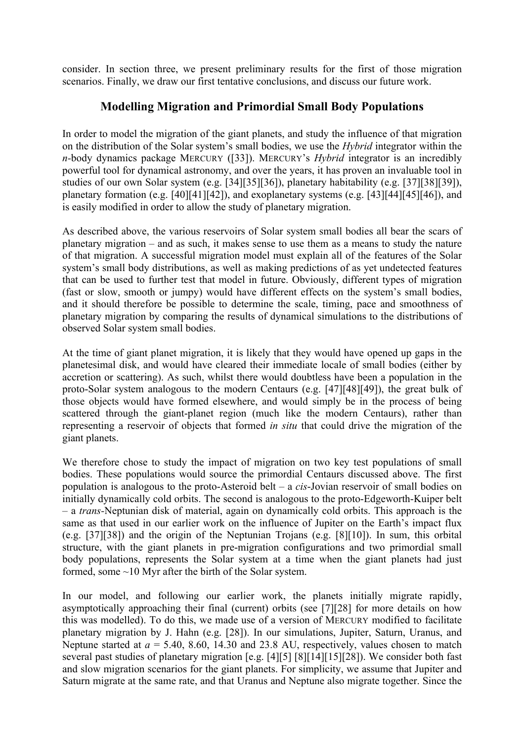consider. In section three, we present preliminary results for the first of those migration scenarios. Finally, we draw our first tentative conclusions, and discuss our future work.

## Modelling Migration and Primordial Small Body Populations

In order to model the migration of the giant planets, and study the influence of that migration on the distribution of the Solar system's small bodies, we use the *Hybrid* integrator within the *n*-body dynamics package MERCURY ([33]). MERCURY's *Hybrid* integrator is an incredibly powerful tool for dynamical astronomy, and over the years, it has proven an invaluable tool in studies of our own Solar system (e.g. [34][35][36]), planetary habitability (e.g. [37][38][39]), planetary formation (e.g. [40][41][42]), and exoplanetary systems (e.g. [43][44][45][46]), and is easily modified in order to allow the study of planetary migration.

As described above, the various reservoirs of Solar system small bodies all bear the scars of planetary migration – and as such, it makes sense to use them as a means to study the nature of that migration. A successful migration model must explain all of the features of the Solar system's small body distributions, as well as making predictions of as yet undetected features that can be used to further test that model in future. Obviously, different types of migration (fast or slow, smooth or jumpy) would have different effects on the system's small bodies, and it should therefore be possible to determine the scale, timing, pace and smoothness of planetary migration by comparing the results of dynamical simulations to the distributions of observed Solar system small bodies.

At the time of giant planet migration, it is likely that they would have opened up gaps in the planetesimal disk, and would have cleared their immediate locale of small bodies (either by accretion or scattering). As such, whilst there would doubtless have been a population in the proto-Solar system analogous to the modern Centaurs (e.g. [47][48][49]), the great bulk of those objects would have formed elsewhere, and would simply be in the process of being scattered through the giant-planet region (much like the modern Centaurs), rather than representing a reservoir of objects that formed *in situ* that could drive the migration of the giant planets.

We therefore chose to study the impact of migration on two key test populations of small bodies. These populations would source the primordial Centaurs discussed above. The first population is analogous to the proto-Asteroid belt – a *cis*-Jovian reservoir of small bodies on initially dynamically cold orbits. The second is analogous to the proto-Edgeworth-Kuiper belt – a *trans*-Neptunian disk of material, again on dynamically cold orbits. This approach is the same as that used in our earlier work on the influence of Jupiter on the Earth's impact flux (e.g. [37][38]) and the origin of the Neptunian Trojans (e.g. [8][10]). In sum, this orbital structure, with the giant planets in pre-migration configurations and two primordial small body populations, represents the Solar system at a time when the giant planets had just formed, some ~10 Myr after the birth of the Solar system.

In our model, and following our earlier work, the planets initially migrate rapidly, asymptotically approaching their final (current) orbits (see [7][28] for more details on how this was modelled). To do this, we made use of a version of MERCURY modified to facilitate planetary migration by J. Hahn (e.g. [28]). In our simulations, Jupiter, Saturn, Uranus, and Neptune started at $a$ = 5.40, 8.60, 14.30 and 23.8 AU, respectively, values chosen to match several past studies of planetary migration [e.g. [4][5] [8][14][15][28]). We consider both fast and slow migration scenarios for the giant planets. For simplicity, we assume that Jupiter and Saturn migrate at the same rate, and that Uranus and Neptune also migrate together. Since the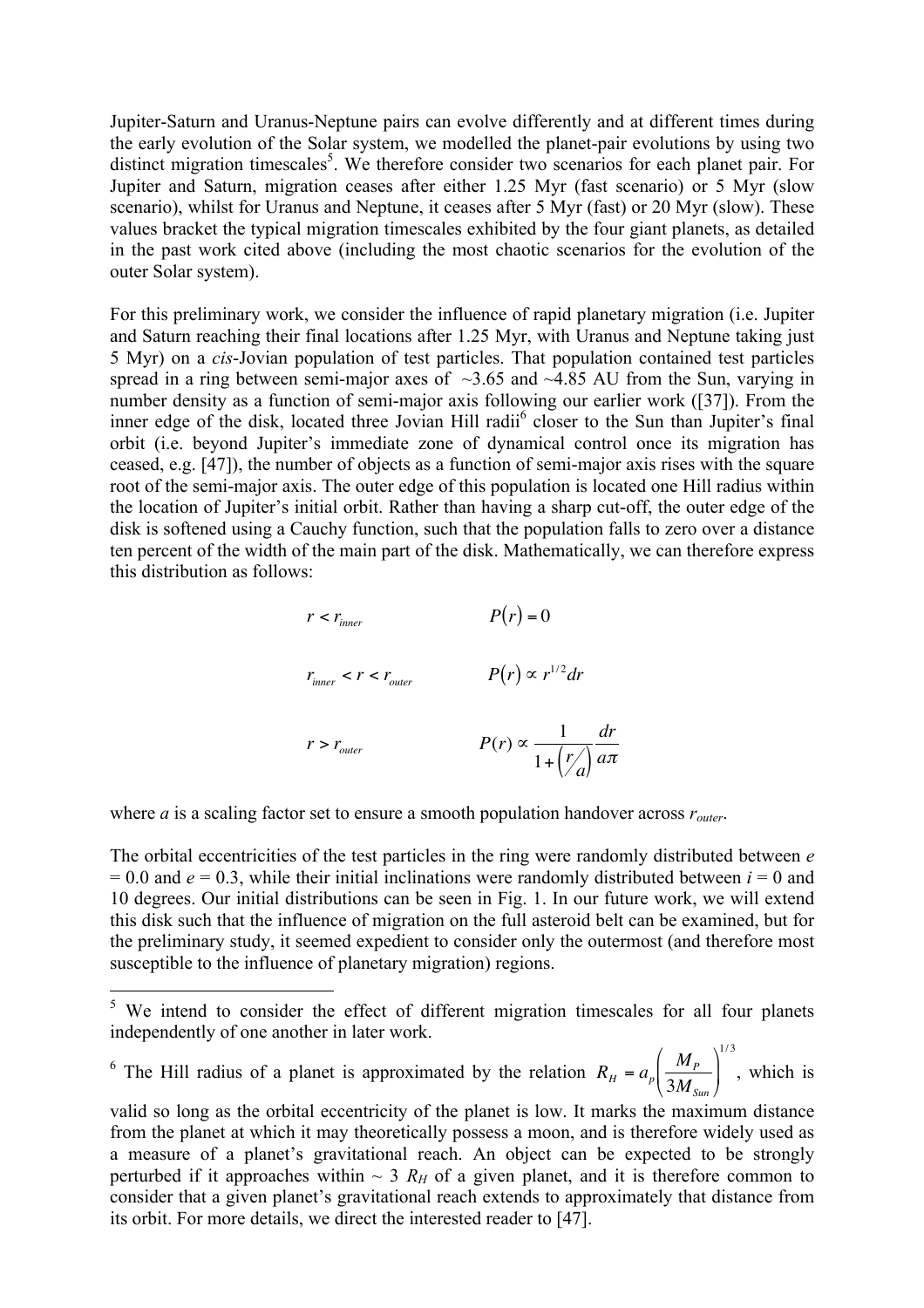Jupiter-Saturn and Uranus-Neptune pairs can evolve differently and at different times during the early evolution of the Solar system, we modelled the planet-pair evolutions by using two distinct migration timescales[5]. We therefore consider two scenarios for each planet pair. For Jupiter and Saturn, migration ceases after either 1.25 Myr (fast scenario) or 5 Myr (slow scenario), whilst for Uranus and Neptune, it ceases after 5 Myr (fast) or 20 Myr (slow). These values bracket the typical migration timescales exhibited by the four giant planets, as detailed in the past work cited above (including the most chaotic scenarios for the evolution of the outer Solar system).

For this preliminary work, we consider the influence of rapid planetary migration (i.e. Jupiter and Saturn reaching their final locations after 1.25 Myr, with Uranus and Neptune taking just 5 Myr) on a *cis*-Jovian population of test particles. That population contained test particles spread in a ring between semi-major axes of ~3.65 and ~4.85 AU from the Sun, varying in number density as a function of semi-major axis following our earlier work ([37]). From the inner edge of the disk, located three Jovian Hill radii[6] closer to the Sun than Jupiter's final orbit (i.e. beyond Jupiter's immediate zone of dynamical control once its migration has ceased, e.g. [47]), the number of objects as a function of semi-major axis rises with the square root of the semi-major axis. The outer edge of this population is located one Hill radius within the location of Jupiter's initial orbit. Rather than having a sharp cut-off, the outer edge of the disk is softened using a Cauchy function, such that the population falls to zero over a distance ten percent of the width of the main part of the disk. Mathematically, we can therefore express this distribution as follows:

$$r < r_{inner} \qquad P(r) = 0$$

$$r_{inner} < r < r_{outer} \qquad P(r) \propto r^{1/2} dr$$

$$r > r_{outer} \qquad P(r) \propto \frac{1}{1 + \left( r/a \right)} \frac{dr}{a\pi}$$

where $a$ is a scaling factor set to ensure a smooth population handover across $r_{outer}$.

The orbital eccentricities of the test particles in the ring were randomly distributed between $e = 0.0$ and $e = 0.3$, while their initial inclinations were randomly distributed between $i = 0$ and 10 degrees. Our initial distributions can be seen in Fig. 1. In our future work, we will extend this disk such that the influence of migration on the full asteroid belt can be examined, but for the preliminary study, it seemed expedient to consider only the outermost (and therefore most susceptible to the influence of planetary migration) regions.

---

[5] We intend to consider the effect of different migration timescales for all four planets independently of one another in later work.

[6] The Hill radius of a planet is approximated by the relation $R_H = a_p \left( \frac{M_P}{3M_{Sun}} \right)^{1/3}$, which is valid so long as the orbital eccentricity of the planet is low. It marks the maximum distance from the planet at which it may theoretically possess a moon, and is therefore widely used as a measure of a planet's gravitational reach. An object can be expected to be strongly perturbed if it approaches within ~ 3 $R_H$ of a given planet, and it is therefore common to consider that a given planet's gravitational reach extends to approximately that distance from its orbit. For more details, we direct the interested reader to [47].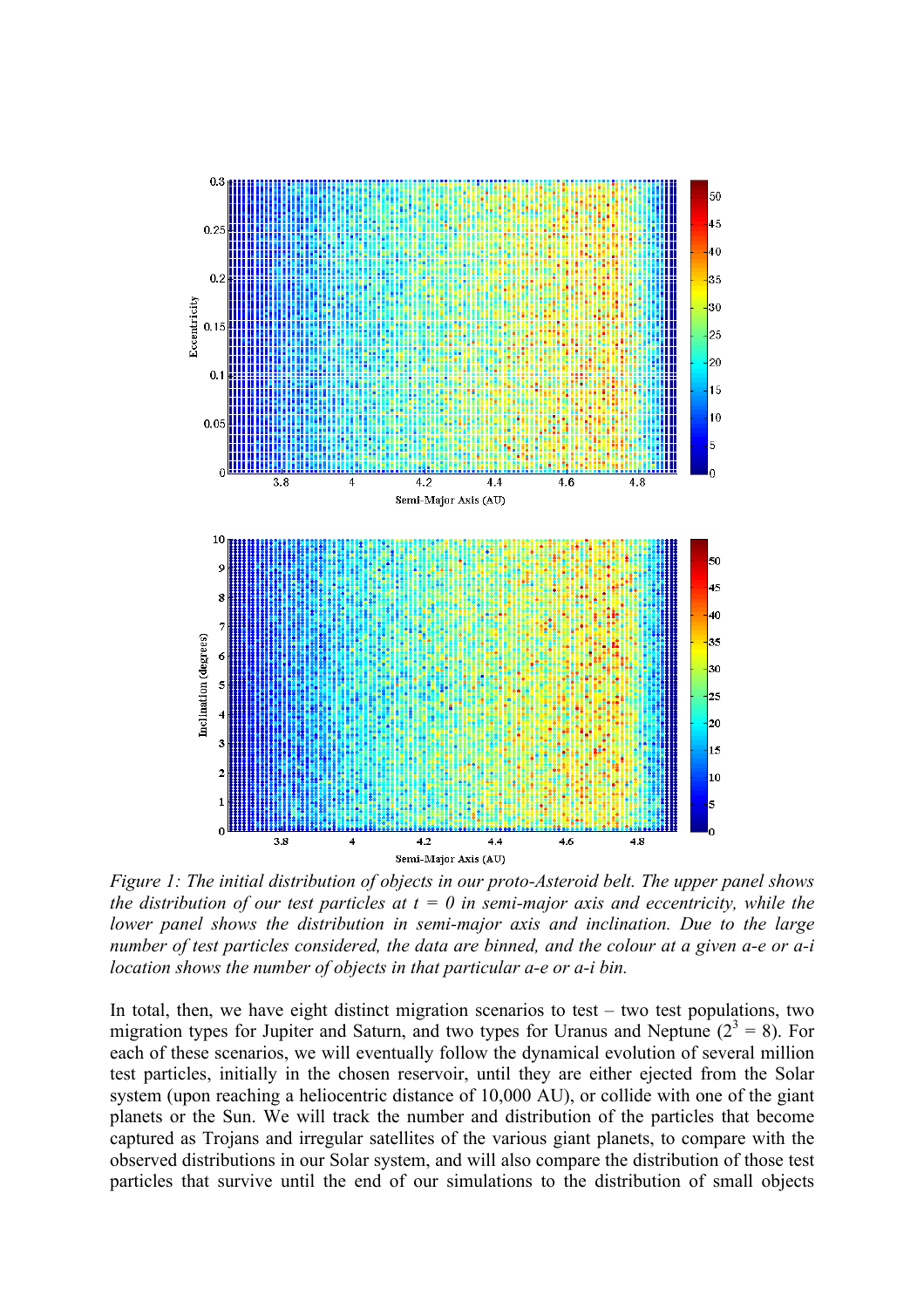*Figure 1: The initial distribution of objects in our proto-Asteroid belt. The upper panel shows the distribution of our test particles at $t = 0$ in semi-major axis and eccentricity, while the lower panel shows the distribution in semi-major axis and inclination. Due to the large number of test particles considered, the data are binned, and the colour at a given a-e or a-i location shows the number of objects in that particular a-e or a-i bin.*

In total, then, we have eight distinct migration scenarios to test – two test populations, two migration types for Jupiter and Saturn, and two types for Uranus and Neptune ($2^3 = 8$). For each of these scenarios, we will eventually follow the dynamical evolution of several million test particles, initially in the chosen reservoir, until they are either ejected from the Solar system (upon reaching a heliocentric distance of 10,000 AU), or collide with one of the giant planets or the Sun. We will track the number and distribution of the particles that become captured as Trojans and irregular satellites of the various giant planets, to compare with the observed distributions in our Solar system, and will also compare the distribution of those test particles that survive until the end of our simulations to the distribution of small objects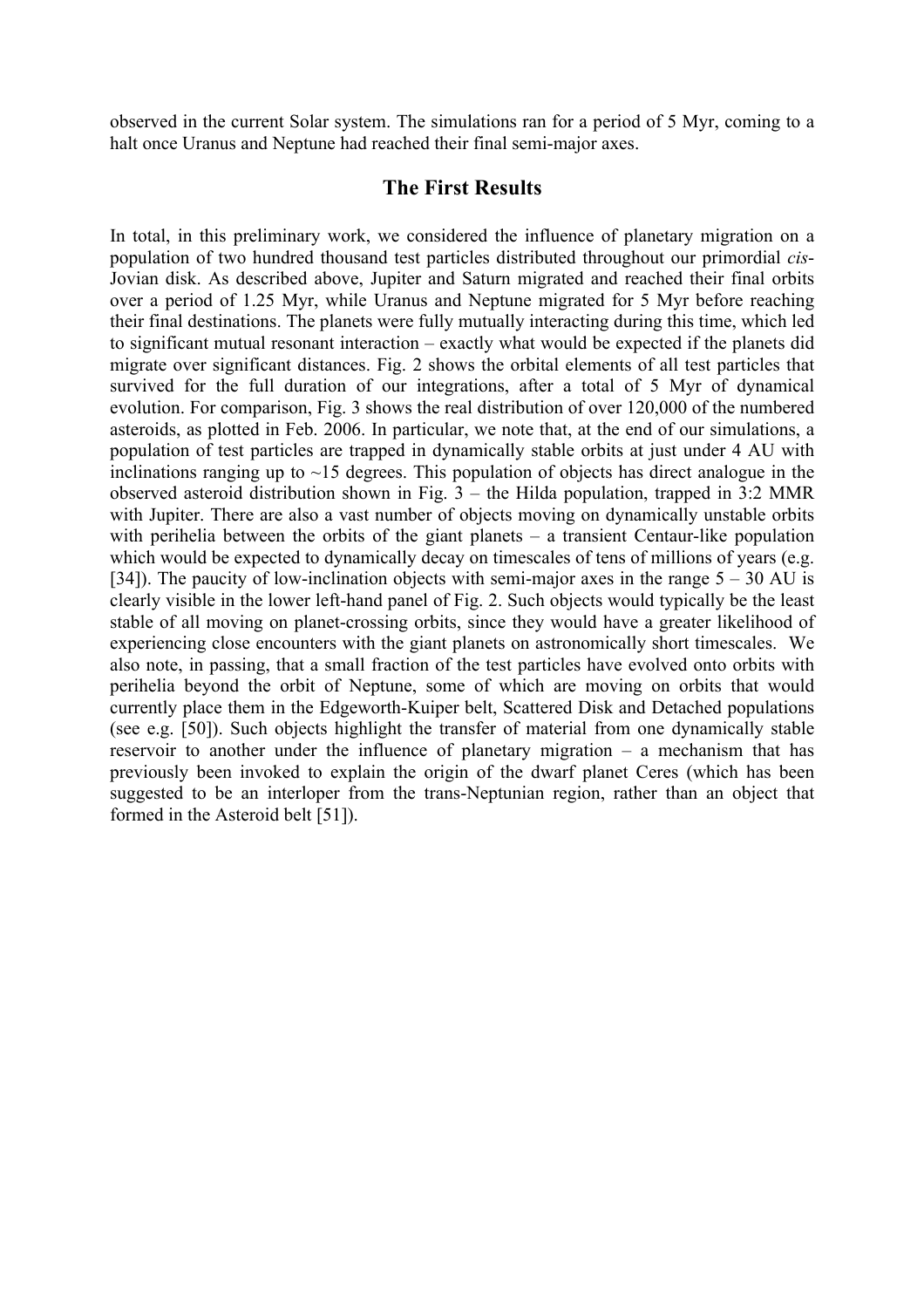observed in the current Solar system. The simulations ran for a period of 5 Myr, coming to a halt once Uranus and Neptune had reached their final semi-major axes.

## The First Results

In total, in this preliminary work, we considered the influence of planetary migration on a population of two hundred thousand test particles distributed throughout our primordial *cis*-Jovian disk. As described above, Jupiter and Saturn migrated and reached their final orbits over a period of 1.25 Myr, while Uranus and Neptune migrated for 5 Myr before reaching their final destinations. The planets were fully mutually interacting during this time, which led to significant mutual resonant interaction – exactly what would be expected if the planets did migrate over significant distances. Fig. 2 shows the orbital elements of all test particles that survived for the full duration of our integrations, after a total of 5 Myr of dynamical evolution. For comparison, Fig. 3 shows the real distribution of over 120,000 of the numbered asteroids, as plotted in Feb. 2006. In particular, we note that, at the end of our simulations, a population of test particles are trapped in dynamically stable orbits at just under 4 AU with inclinations ranging up to ~15 degrees. This population of objects has direct analogue in the observed asteroid distribution shown in Fig. 3 – the Hilda population, trapped in 3:2 MMR with Jupiter. There are also a vast number of objects moving on dynamically unstable orbits with perihelia between the orbits of the giant planets – a transient Centaur-like population which would be expected to dynamically decay on timescales of tens of millions of years (e.g. [34]). The paucity of low-inclination objects with semi-major axes in the range 5 – 30 AU is clearly visible in the lower left-hand panel of Fig. 2. Such objects would typically be the least stable of all moving on planet-crossing orbits, since they would have a greater likelihood of experiencing close encounters with the giant planets on astronomically short timescales. We also note, in passing, that a small fraction of the test particles have evolved onto orbits with perihelia beyond the orbit of Neptune, some of which are moving on orbits that would currently place them in the Edgeworth-Kuiper belt, Scattered Disk and Detached populations (see e.g. [50]). Such objects highlight the transfer of material from one dynamically stable reservoir to another under the influence of planetary migration – a mechanism that has previously been invoked to explain the origin of the dwarf planet Ceres (which has been suggested to be an interloper from the trans-Neptunian region, rather than an object that formed in the Asteroid belt [51]).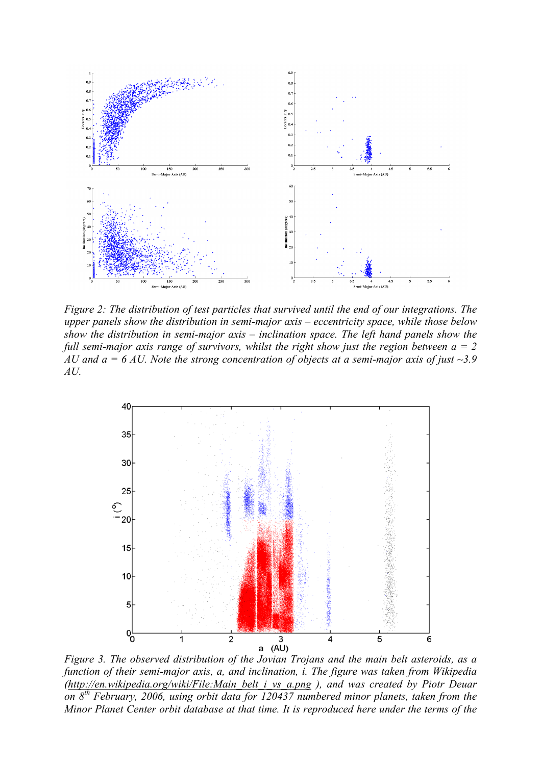*Figure 2: The distribution of test particles that survived until the end of our integrations. The upper panels show the distribution in semi-major axis – eccentricity space, while those below show the distribution in semi-major axis – inclination space. The left hand panels show the full semi-major axis range of survivors, whilst the right show just the region between a = 2 AU and a = 6 AU. Note the strong concentration of objects at a semi-major axis of just ~3.9 AU.*

*Figure 3. The observed distribution of the Jovian Trojans and the main belt asteroids, as a function of their semi-major axis, a, and inclination, i. The figure was taken from Wikipedia (http://en.wikipedia.org/wiki/File:Main_belt_i_vs_a.png ), and was created by Piotr Deuar on 8th February, 2006, using orbit data for 120437 numbered minor planets, taken from the Minor Planet Center orbit database at that time. It is reproduced here under the terms of the*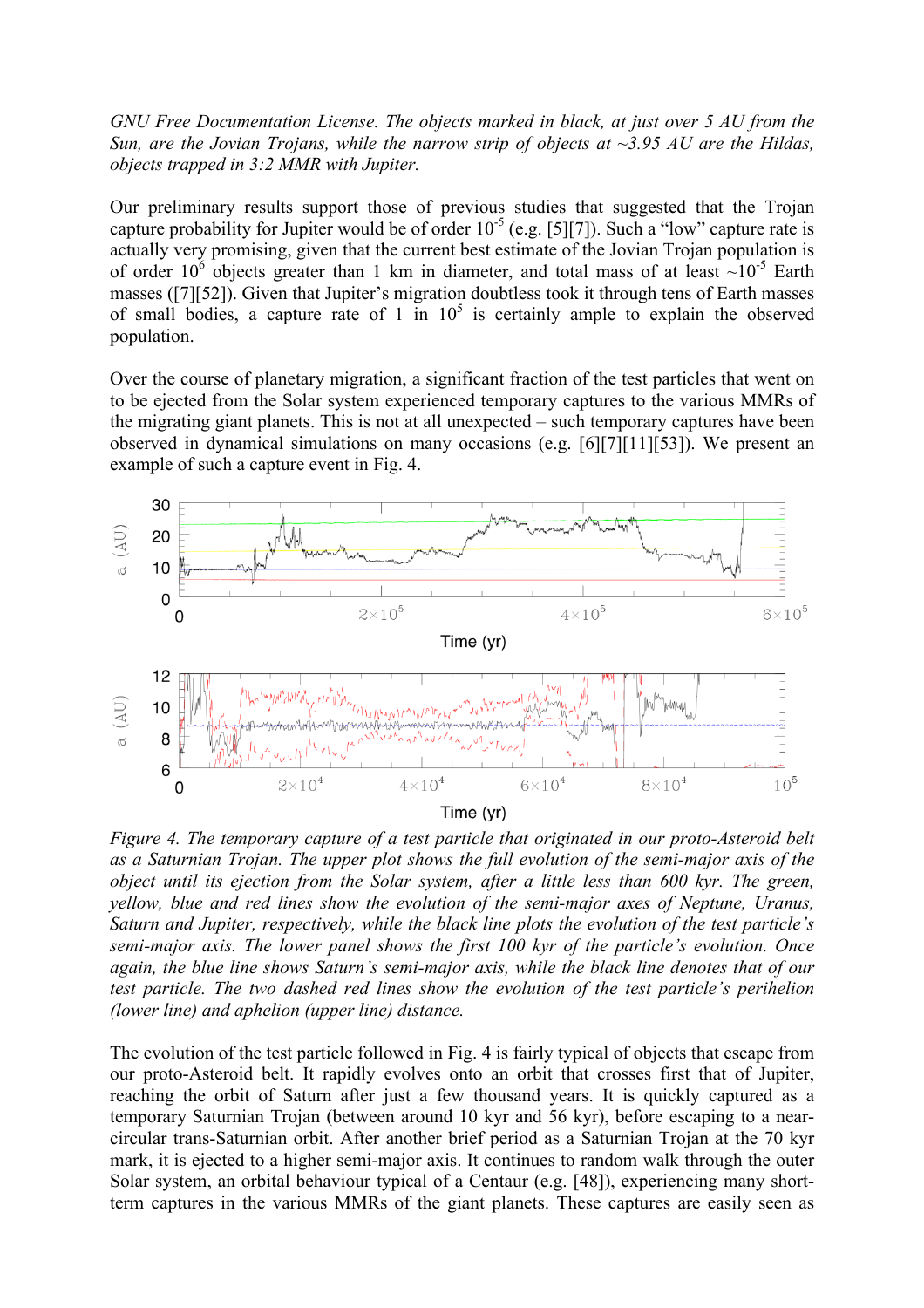*GNU Free Documentation License. The objects marked in black, at just over 5 AU from the Sun, are the Jovian Trojans, while the narrow strip of objects at ~3.95 AU are the Hildas, objects trapped in 3:2 MMR with Jupiter.*

Our preliminary results support those of previous studies that suggested that the Trojan capture probability for Jupiter would be of order $10^{-5}$ (e.g. [5][7]). Such a "low" capture rate is actually very promising, given that the current best estimate of the Jovian Trojan population is of order $10^{6}$ objects greater than 1 km in diameter, and total mass of at least ~$10^{-5}$ Earth masses ([7][52]). Given that Jupiter's migration doubtless took it through tens of Earth masses of small bodies, a capture rate of 1 in $10^{5}$ is certainly ample to explain the observed population.

Over the course of planetary migration, a significant fraction of the test particles that went on to be ejected from the Solar system experienced temporary captures to the various MMRs of the migrating giant planets. This is not at all unexpected – such temporary captures have been observed in dynamical simulations on many occasions (e.g. [6][7][11][53]). We present an example of such a capture event in Fig. 4.

*Figure 4. The temporary capture of a test particle that originated in our proto-Asteroid belt as a Saturnian Trojan. The upper plot shows the full evolution of the semi-major axis of the object until its ejection from the Solar system, after a little less than 600 kyr. The green, yellow, blue and red lines show the evolution of the semi-major axes of Neptune, Uranus, Saturn and Jupiter, respectively, while the black line plots the evolution of the test particle's semi-major axis. The lower panel shows the first 100 kyr of the particle's evolution. Once again, the blue line shows Saturn's semi-major axis, while the black line denotes that of our test particle. The two dashed red lines show the evolution of the test particle's perihelion (lower line) and aphelion (upper line) distance.*

The evolution of the test particle followed in Fig. 4 is fairly typical of objects that escape from our proto-Asteroid belt. It rapidly evolves onto an orbit that crosses first that of Jupiter, reaching the orbit of Saturn after just a few thousand years. It is quickly captured as a temporary Saturnian Trojan (between around 10 kyr and 56 kyr), before escaping to a near-circular trans-Saturnian orbit. After another brief period as a Saturnian Trojan at the 70 kyr mark, it is ejected to a higher semi-major axis. It continues to random walk through the outer Solar system, an orbital behaviour typical of a Centaur (e.g. [48]), experiencing many short-term captures in the various MMRs of the giant planets. These captures are easily seen as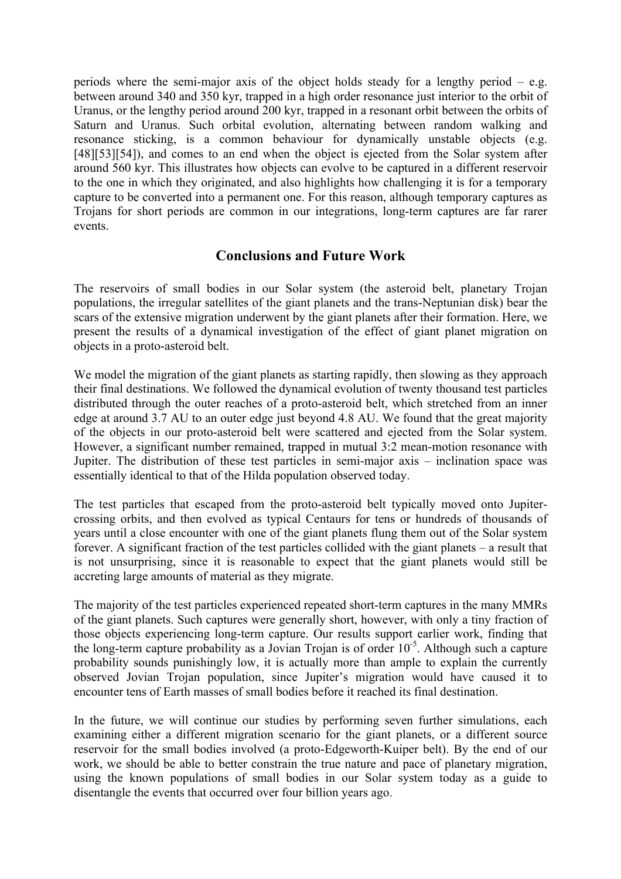periods where the semi-major axis of the object holds steady for a lengthy period – e.g. between around 340 and 350 kyr, trapped in a high order resonance just interior to the orbit of Uranus, or the lengthy period around 200 kyr, trapped in a resonant orbit between the orbits of Saturn and Uranus. Such orbital evolution, alternating between random walking and resonance sticking, is a common behaviour for dynamically unstable objects (e.g. [48][53][54]), and comes to an end when the object is ejected from the Solar system after around 560 kyr. This illustrates how objects can evolve to be captured in a different reservoir to the one in which they originated, and also highlights how challenging it is for a temporary capture to be converted into a permanent one. For this reason, although temporary captures as Trojans for short periods are common in our integrations, long-term captures are far rarer events.

## Conclusions and Future Work

The reservoirs of small bodies in our Solar system (the asteroid belt, planetary Trojan populations, the irregular satellites of the giant planets and the trans-Neptunian disk) bear the scars of the extensive migration underwent by the giant planets after their formation. Here, we present the results of a dynamical investigation of the effect of giant planet migration on objects in a proto-asteroid belt.

We model the migration of the giant planets as starting rapidly, then slowing as they approach their final destinations. We followed the dynamical evolution of twenty thousand test particles distributed through the outer reaches of a proto-asteroid belt, which stretched from an inner edge at around 3.7 AU to an outer edge just beyond 4.8 AU. We found that the great majority of the objects in our proto-asteroid belt were scattered and ejected from the Solar system. However, a significant number remained, trapped in mutual 3:2 mean-motion resonance with Jupiter. The distribution of these test particles in semi-major axis – inclination space was essentially identical to that of the Hilda population observed today.

The test particles that escaped from the proto-asteroid belt typically moved onto Jupiter-crossing orbits, and then evolved as typical Centaurs for tens or hundreds of thousands of years until a close encounter with one of the giant planets flung them out of the Solar system forever. A significant fraction of the test particles collided with the giant planets – a result that is not unsurprising, since it is reasonable to expect that the giant planets would still be accreting large amounts of material as they migrate.

The majority of the test particles experienced repeated short-term captures in the many MMRs of the giant planets. Such captures were generally short, however, with only a tiny fraction of those objects experiencing long-term capture. Our results support earlier work, finding that the long-term capture probability as a Jovian Trojan is of order $10^{-5}$. Although such a capture probability sounds punishingly low, it is actually more than ample to explain the currently observed Jovian Trojan population, since Jupiter's migration would have caused it to encounter tens of Earth masses of small bodies before it reached its final destination.

In the future, we will continue our studies by performing seven further simulations, each examining either a different migration scenario for the giant planets, or a different source reservoir for the small bodies involved (a proto-Edgeworth-Kuiper belt). By the end of our work, we should be able to better constrain the true nature and pace of planetary migration, using the known populations of small bodies in our Solar system today as a guide to disentangle the events that occurred over four billion years ago.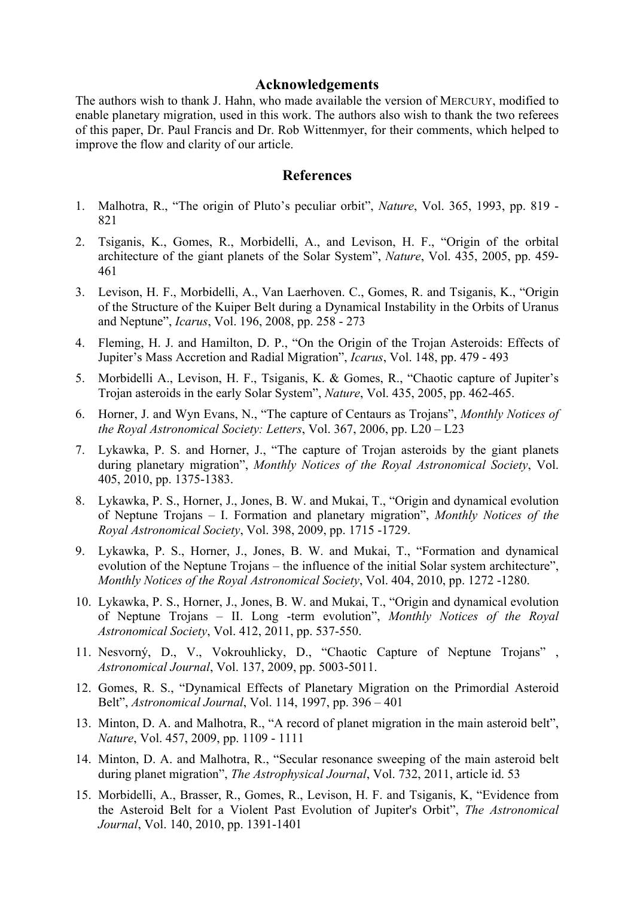## Acknowledgements

The authors wish to thank J. Hahn, who made available the version of MERCURY, modified to enable planetary migration, used in this work. The authors also wish to thank the two referees of this paper, Dr. Paul Francis and Dr. Rob Wittenmyer, for their comments, which helped to improve the flow and clarity of our article.

## References

1. Malhotra, R., "The origin of Pluto's peculiar orbit", *Nature*, Vol. 365, 1993, pp. 819 - 821
2. Tsiganis, K., Gomes, R., Morbidelli, A., and Levison, H. F., "Origin of the orbital architecture of the giant planets of the Solar System", *Nature*, Vol. 435, 2005, pp. 459-461
3. Levison, H. F., Morbidelli, A., Van Laerhoven. C., Gomes, R. and Tsiganis, K., "Origin of the Structure of the Kuiper Belt during a Dynamical Instability in the Orbits of Uranus and Neptune", *Icarus*, Vol. 196, 2008, pp. 258 - 273
4. Fleming, H. J. and Hamilton, D. P., "On the Origin of the Trojan Asteroids: Effects of Jupiter's Mass Accretion and Radial Migration", *Icarus*, Vol. 148, pp. 479 - 493
5. Morbidelli A., Levison, H. F., Tsiganis, K. & Gomes, R., "Chaotic capture of Jupiter's Trojan asteroids in the early Solar System", *Nature*, Vol. 435, 2005, pp. 462-465.
6. Horner, J. and Wyn Evans, N., "The capture of Centaurs as Trojans", *Monthly Notices of the Royal Astronomical Society: Letters*, Vol. 367, 2006, pp. L20 – L23
7. Lykawka, P. S. and Horner, J., "The capture of Trojan asteroids by the giant planets during planetary migration", *Monthly Notices of the Royal Astronomical Society*, Vol. 405, 2010, pp. 1375-1383.
8. Lykawka, P. S., Horner, J., Jones, B. W. and Mukai, T., "Origin and dynamical evolution of Neptune Trojans – I. Formation and planetary migration", *Monthly Notices of the Royal Astronomical Society*, Vol. 398, 2009, pp. 1715 -1729.
9. Lykawka, P. S., Horner, J., Jones, B. W. and Mukai, T., "Formation and dynamical evolution of the Neptune Trojans – the influence of the initial Solar system architecture", *Monthly Notices of the Royal Astronomical Society*, Vol. 404, 2010, pp. 1272 -1280.
10. Lykawka, P. S., Horner, J., Jones, B. W. and Mukai, T., "Origin and dynamical evolution of Neptune Trojans – II. Long -term evolution", *Monthly Notices of the Royal Astronomical Society*, Vol. 412, 2011, pp. 537-550.
11. Nesvorný, D., V., Vokrouhlicky, D., "Chaotic Capture of Neptune Trojans" , *Astronomical Journal*, Vol. 137, 2009, pp. 5003-5011.
12. Gomes, R. S., "Dynamical Effects of Planetary Migration on the Primordial Asteroid Belt", *Astronomical Journal*, Vol. 114, 1997, pp. 396 – 401
13. Minton, D. A. and Malhotra, R., "A record of planet migration in the main asteroid belt", *Nature*, Vol. 457, 2009, pp. 1109 - 1111
14. Minton, D. A. and Malhotra, R., "Secular resonance sweeping of the main asteroid belt during planet migration", *The Astrophysical Journal*, Vol. 732, 2011, article id. 53
15. Morbidelli, A., Brasser, R., Gomes, R., Levison, H. F. and Tsiganis, K, "Evidence from the Asteroid Belt for a Violent Past Evolution of Jupiter's Orbit", *The Astronomical Journal*, Vol. 140, 2010, pp. 1391-1401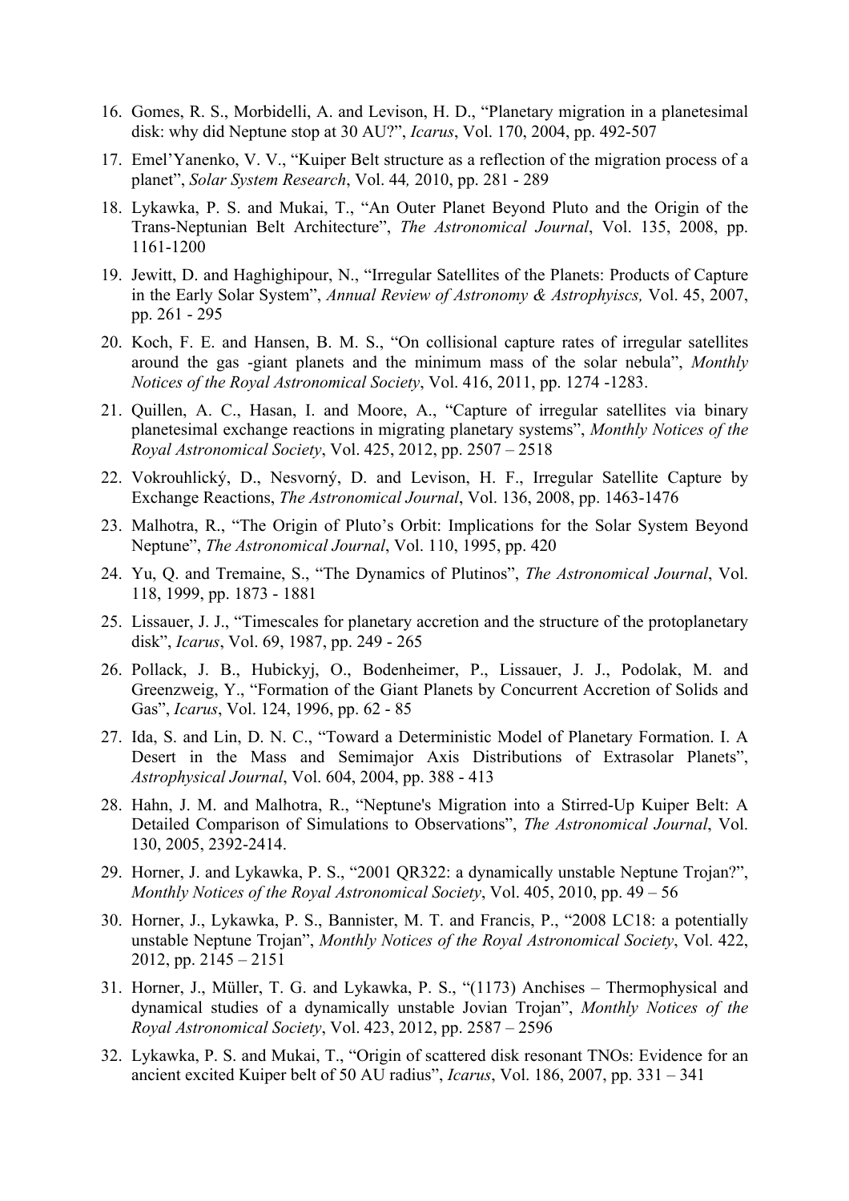16. Gomes, R. S., Morbidelli, A. and Levison, H. D., "Planetary migration in a planetesimal disk: why did Neptune stop at 30 AU?", *Icarus*, Vol. 170, 2004, pp. 492-507
17. Emel'Yanenko, V. V., "Kuiper Belt structure as a reflection of the migration process of a planet", *Solar System Research*, Vol. 44*,* 2010, pp. 281 - 289
18. Lykawka, P. S. and Mukai, T., "An Outer Planet Beyond Pluto and the Origin of the Trans-Neptunian Belt Architecture", *The Astronomical Journal*, Vol. 135, 2008, pp. 1161-1200
19. Jewitt, D. and Haghighipour, N., "Irregular Satellites of the Planets: Products of Capture in the Early Solar System", *Annual Review of Astronomy & Astrophyiscs,* Vol. 45, 2007, pp. 261 - 295
20. Koch, F. E. and Hansen, B. M. S., "On collisional capture rates of irregular satellites around the gas -giant planets and the minimum mass of the solar nebula", *Monthly Notices of the Royal Astronomical Society*, Vol. 416, 2011, pp. 1274 -1283.
21. Quillen, A. C., Hasan, I. and Moore, A., "Capture of irregular satellites via binary planetesimal exchange reactions in migrating planetary systems", *Monthly Notices of the Royal Astronomical Society*, Vol. 425, 2012, pp. 2507 – 2518
22. Vokrouhlický, D., Nesvorný, D. and Levison, H. F., Irregular Satellite Capture by Exchange Reactions, *The Astronomical Journal*, Vol. 136, 2008, pp. 1463-1476
23. Malhotra, R., "The Origin of Pluto's Orbit: Implications for the Solar System Beyond Neptune", *The Astronomical Journal*, Vol. 110, 1995, pp. 420
24. Yu, Q. and Tremaine, S., "The Dynamics of Plutinos", *The Astronomical Journal*, Vol. 118, 1999, pp. 1873 - 1881
25. Lissauer, J. J., "Timescales for planetary accretion and the structure of the protoplanetary disk", *Icarus*, Vol. 69, 1987, pp. 249 - 265
26. Pollack, J. B., Hubickyj, O., Bodenheimer, P., Lissauer, J. J., Podolak, M. and Greenzweig, Y., "Formation of the Giant Planets by Concurrent Accretion of Solids and Gas", *Icarus*, Vol. 124, 1996, pp. 62 - 85
27. Ida, S. and Lin, D. N. C., "Toward a Deterministic Model of Planetary Formation. I. A Desert in the Mass and Semimajor Axis Distributions of Extrasolar Planets", *Astrophysical Journal*, Vol. 604, 2004, pp. 388 - 413
28. Hahn, J. M. and Malhotra, R., "Neptune's Migration into a Stirred-Up Kuiper Belt: A Detailed Comparison of Simulations to Observations", *The Astronomical Journal*, Vol. 130, 2005, 2392-2414.
29. Horner, J. and Lykawka, P. S., "2001 QR322: a dynamically unstable Neptune Trojan?", *Monthly Notices of the Royal Astronomical Society*, Vol. 405, 2010, pp. 49 – 56
30. Horner, J., Lykawka, P. S., Bannister, M. T. and Francis, P., "2008 LC18: a potentially unstable Neptune Trojan", *Monthly Notices of the Royal Astronomical Society*, Vol. 422, 2012, pp. 2145 – 2151
31. Horner, J., Müller, T. G. and Lykawka, P. S., "(1173) Anchises – Thermophysical and dynamical studies of a dynamically unstable Jovian Trojan", *Monthly Notices of the Royal Astronomical Society*, Vol. 423, 2012, pp. 2587 – 2596
32. Lykawka, P. S. and Mukai, T., "Origin of scattered disk resonant TNOs: Evidence for an ancient excited Kuiper belt of 50 AU radius", *Icarus*, Vol. 186, 2007, pp. 331 – 341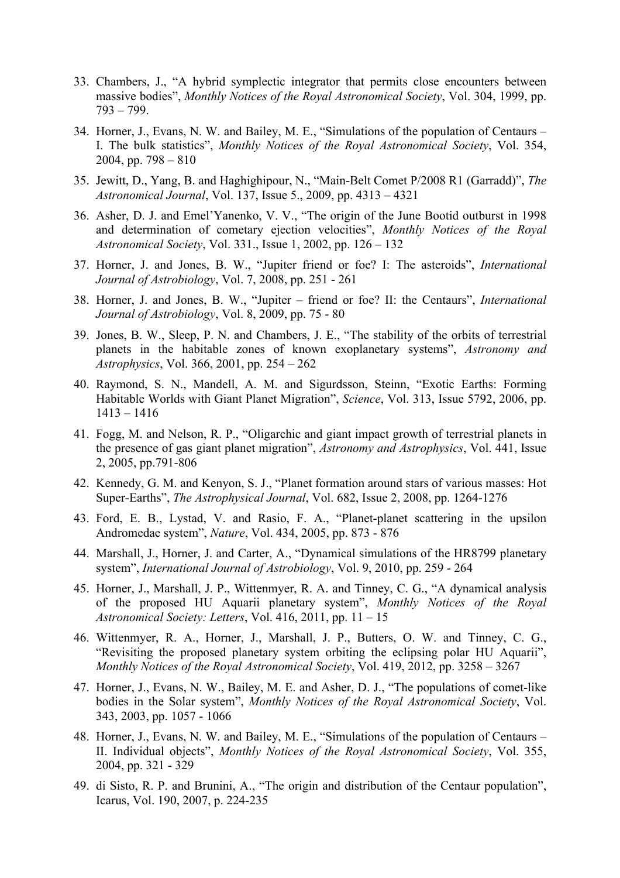33. Chambers, J., "A hybrid symplectic integrator that permits close encounters between massive bodies", *Monthly Notices of the Royal Astronomical Society*, Vol. 304, 1999, pp. 793 – 799.
34. Horner, J., Evans, N. W. and Bailey, M. E., "Simulations of the population of Centaurs – I. The bulk statistics", *Monthly Notices of the Royal Astronomical Society*, Vol. 354, 2004, pp. 798 – 810
35. Jewitt, D., Yang, B. and Haghighipour, N., "Main-Belt Comet P/2008 R1 (Garradd)", *The Astronomical Journal*, Vol. 137, Issue 5., 2009, pp. 4313 – 4321
36. Asher, D. J. and Emel'Yanenko, V. V., "The origin of the June Bootid outburst in 1998 and determination of cometary ejection velocities", *Monthly Notices of the Royal Astronomical Society*, Vol. 331., Issue 1, 2002, pp. 126 – 132
37. Horner, J. and Jones, B. W., "Jupiter friend or foe? I: The asteroids", *International Journal of Astrobiology*, Vol. 7, 2008, pp. 251 - 261
38. Horner, J. and Jones, B. W., "Jupiter – friend or foe? II: the Centaurs", *International Journal of Astrobiology*, Vol. 8, 2009, pp. 75 - 80
39. Jones, B. W., Sleep, P. N. and Chambers, J. E., "The stability of the orbits of terrestrial planets in the habitable zones of known exoplanetary systems", *Astronomy and Astrophysics*, Vol. 366, 2001, pp. 254 – 262
40. Raymond, S. N., Mandell, A. M. and Sigurdsson, Steinn, "Exotic Earths: Forming Habitable Worlds with Giant Planet Migration", *Science*, Vol. 313, Issue 5792, 2006, pp. 1413 – 1416
41. Fogg, M. and Nelson, R. P., "Oligarchic and giant impact growth of terrestrial planets in the presence of gas giant planet migration", *Astronomy and Astrophysics*, Vol. 441, Issue 2, 2005, pp.791-806
42. Kennedy, G. M. and Kenyon, S. J., "Planet formation around stars of various masses: Hot Super-Earths", *The Astrophysical Journal*, Vol. 682, Issue 2, 2008, pp. 1264-1276
43. Ford, E. B., Lystad, V. and Rasio, F. A., "Planet-planet scattering in the upsilon Andromedae system", *Nature*, Vol. 434, 2005, pp. 873 - 876
44. Marshall, J., Horner, J. and Carter, A., "Dynamical simulations of the HR8799 planetary system", *International Journal of Astrobiology*, Vol. 9, 2010, pp. 259 - 264
45. Horner, J., Marshall, J. P., Wittenmyer, R. A. and Tinney, C. G., "A dynamical analysis of the proposed HU Aquarii planetary system", *Monthly Notices of the Royal Astronomical Society: Letters*, Vol. 416, 2011, pp. 11 – 15
46. Wittenmyer, R. A., Horner, J., Marshall, J. P., Butters, O. W. and Tinney, C. G., "Revisiting the proposed planetary system orbiting the eclipsing polar HU Aquarii", *Monthly Notices of the Royal Astronomical Society*, Vol. 419, 2012, pp. 3258 – 3267
47. Horner, J., Evans, N. W., Bailey, M. E. and Asher, D. J., "The populations of comet-like bodies in the Solar system", *Monthly Notices of the Royal Astronomical Society*, Vol. 343, 2003, pp. 1057 - 1066
48. Horner, J., Evans, N. W. and Bailey, M. E., "Simulations of the population of Centaurs – II. Individual objects", *Monthly Notices of the Royal Astronomical Society*, Vol. 355, 2004, pp. 321 - 329
49. di Sisto, R. P. and Brunini, A., "The origin and distribution of the Centaur population", Icarus, Vol. 190, 2007, p. 224-235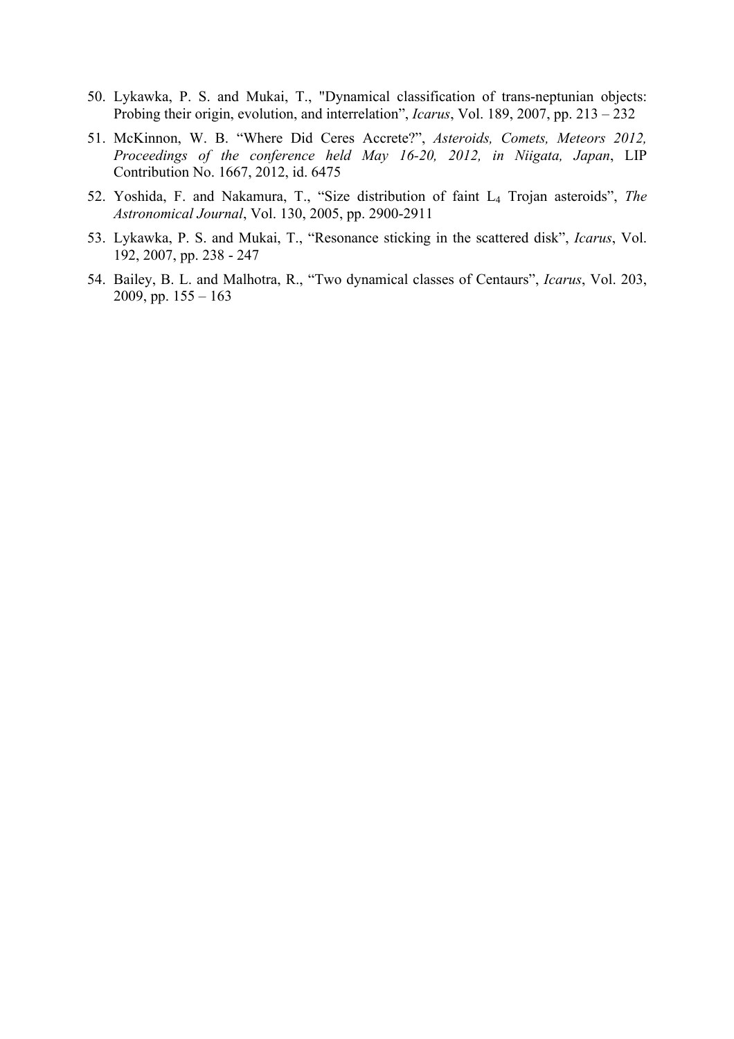50. Lykawka, P. S. and Mukai, T., "Dynamical classification of trans-neptunian objects: Probing their origin, evolution, and interrelation", *Icarus*, Vol. 189, 2007, pp. 213 – 232
51. McKinnon, W. B. "Where Did Ceres Accrete?", *Asteroids, Comets, Meteors 2012, Proceedings of the conference held May 16-20, 2012, in Niigata, Japan*, LIP Contribution No. 1667, 2012, id. 6475
52. Yoshida, F. and Nakamura, T., "Size distribution of faint $L_4$ Trojan asteroids", *The Astronomical Journal*, Vol. 130, 2005, pp. 2900-2911
53. Lykawka, P. S. and Mukai, T., "Resonance sticking in the scattered disk", *Icarus*, Vol. 192, 2007, pp. 238 - 247
54. Bailey, B. L. and Malhotra, R., "Two dynamical classes of Centaurs", *Icarus*, Vol. 203, 2009, pp. 155 – 163